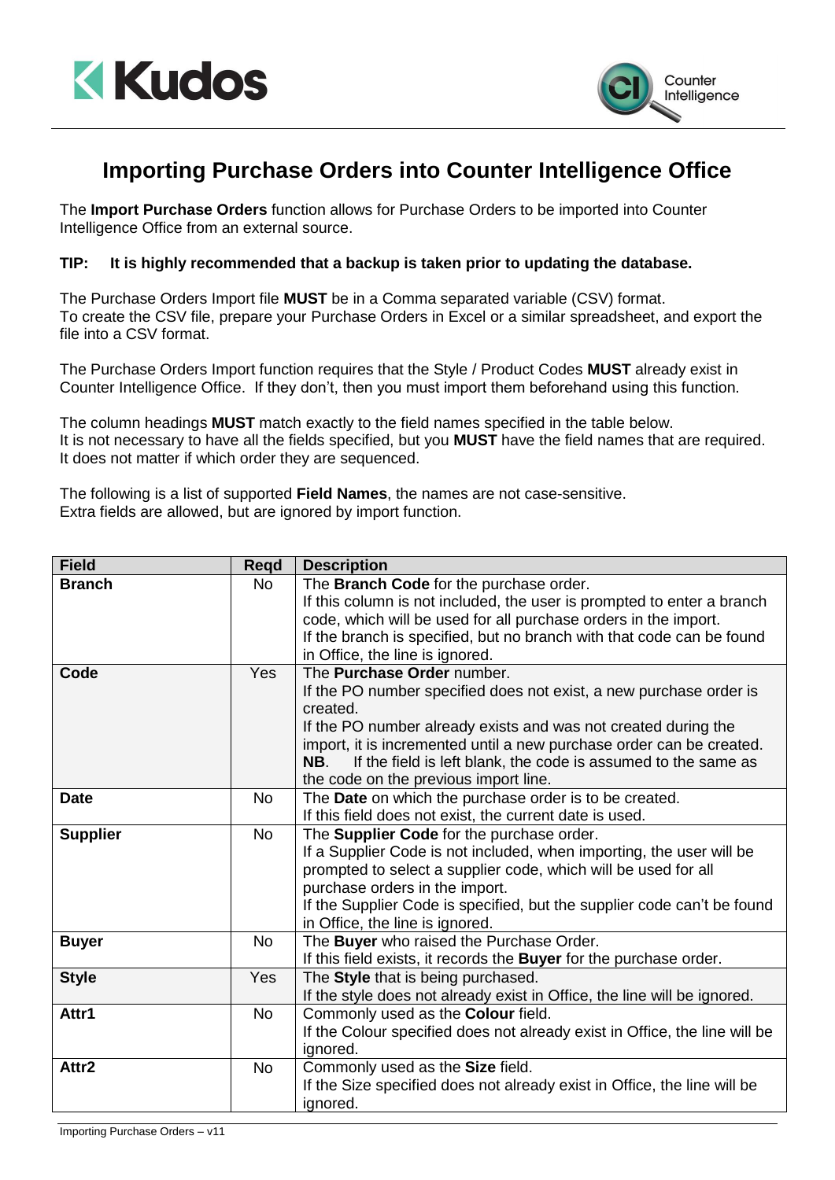# Importing Purchase Orders into Counter Intelligence Office

The **Import Purchase Orders** function allows for Purchase Orders to be imported into Counter Intelligence Office from an external source.

**TIP: It is highly recommended that a backup is taken prior to updating the database.**

The Purchase Orders Import file **MUST** be in a Comma separated variable (CSV) format.
To create the CSV file, prepare your Purchase Orders in Excel or a similar spreadsheet, and export the file into a CSV format.

The Purchase Orders Import function requires that the Style / Product Codes **MUST** already exist in Counter Intelligence Office. If they don't, then you must import them beforehand using this function.

The column headings **MUST** match exactly to the field names specified in the table below.
It is not necessary to have all the fields specified, but you **MUST** have the field names that are required.
It does not matter if which order they are sequenced.

The following is a list of supported **Field Names**, the names are not case-sensitive.
Extra fields are allowed, but are ignored by import function.

| Field | Reqd | Description |
|---|---|---|
| **Branch** | No | The **Branch Code** for the purchase order.<br>If this column is not included, the user is prompted to enter a branch code, which will be used for all purchase orders in the import.<br>If the branch is specified, but no branch with that code can be found in Office, the line is ignored. |
| **Code** | Yes | The **Purchase Order** number.<br>If the PO number specified does not exist, a new purchase order is created.<br>If the PO number already exists and was not created during the import, it is incremented until a new purchase order can be created.<br>**NB**. If the field is left blank, the code is assumed to the same as the code on the previous import line. |
| **Date** | No | The **Date** on which the purchase order is to be created.<br>If this field does not exist, the current date is used. |
| **Supplier** | No | The **Supplier Code** for the purchase order.<br>If a Supplier Code is not included, when importing, the user will be prompted to select a supplier code, which will be used for all purchase orders in the import.<br>If the Supplier Code is specified, but the supplier code can't be found in Office, the line is ignored. |
| **Buyer** | No | The **Buyer** who raised the Purchase Order.<br>If this field exists, it records the **Buyer** for the purchase order. |
| **Style** | Yes | The **Style** that is being purchased.<br>If the style does not already exist in Office, the line will be ignored. |
| **Attr1** | No | Commonly used as the **Colour** field.<br>If the Colour specified does not already exist in Office, the line will be ignored. |
| **Attr2** | No | Commonly used as the **Size** field.<br>If the Size specified does not already exist in Office, the line will be ignored. |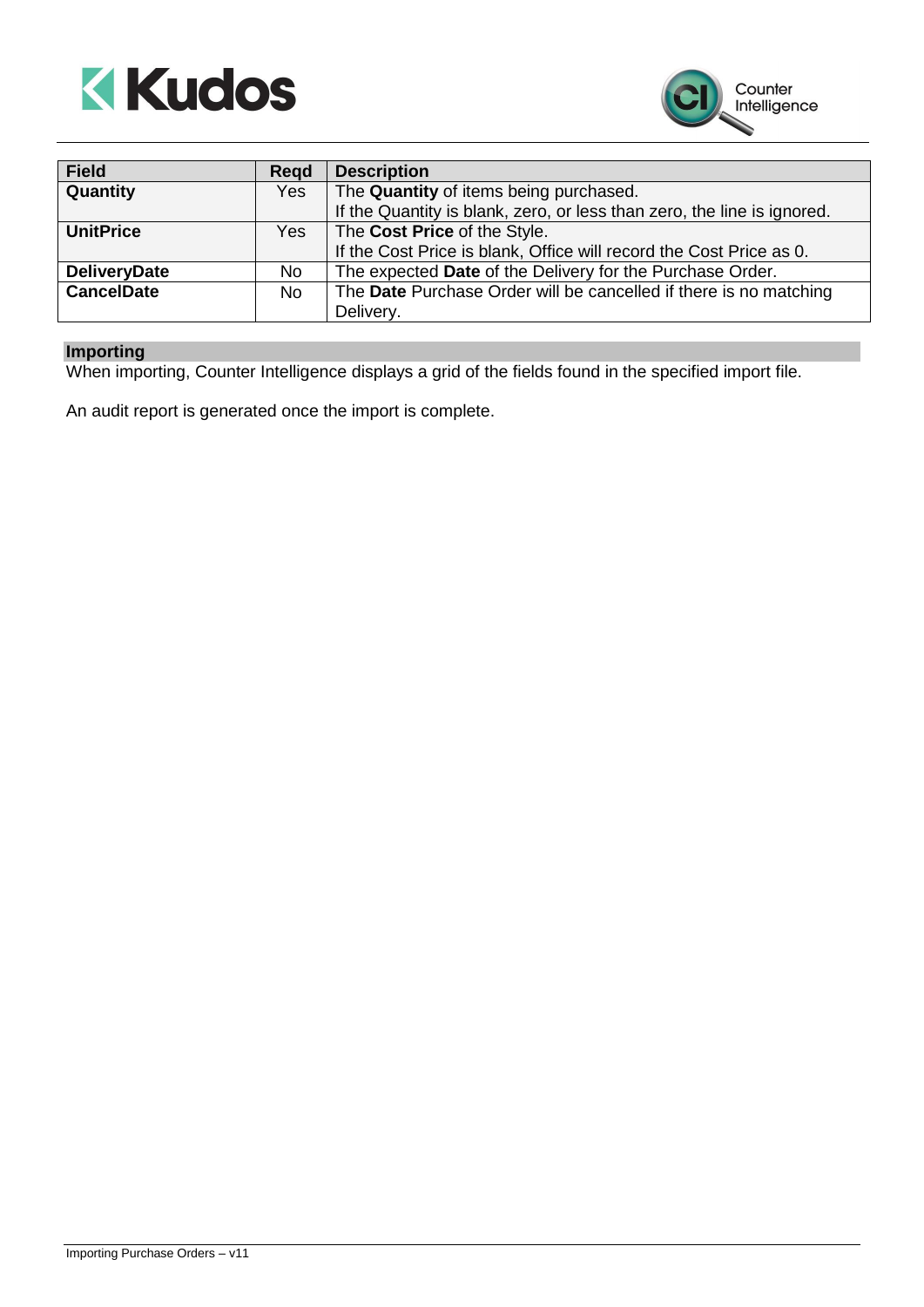| Field | Reqd | Description |
| --- | --- | --- |
| **Quantity** | Yes | The **Quantity** of items being purchased.<br>If the Quantity is blank, zero, or less than zero, the line is ignored. |
| **UnitPrice** | Yes | The **Cost Price** of the Style.<br>If the Cost Price is blank, Office will record the Cost Price as 0. |
| **DeliveryDate** | No | The expected **Date** of the Delivery for the Purchase Order. |
| **CancelDate** | No | The **Date** Purchase Order will be cancelled if there is no matching Delivery. |

## Importing

When importing, Counter Intelligence displays a grid of the fields found in the specified import file.

An audit report is generated once the import is complete.